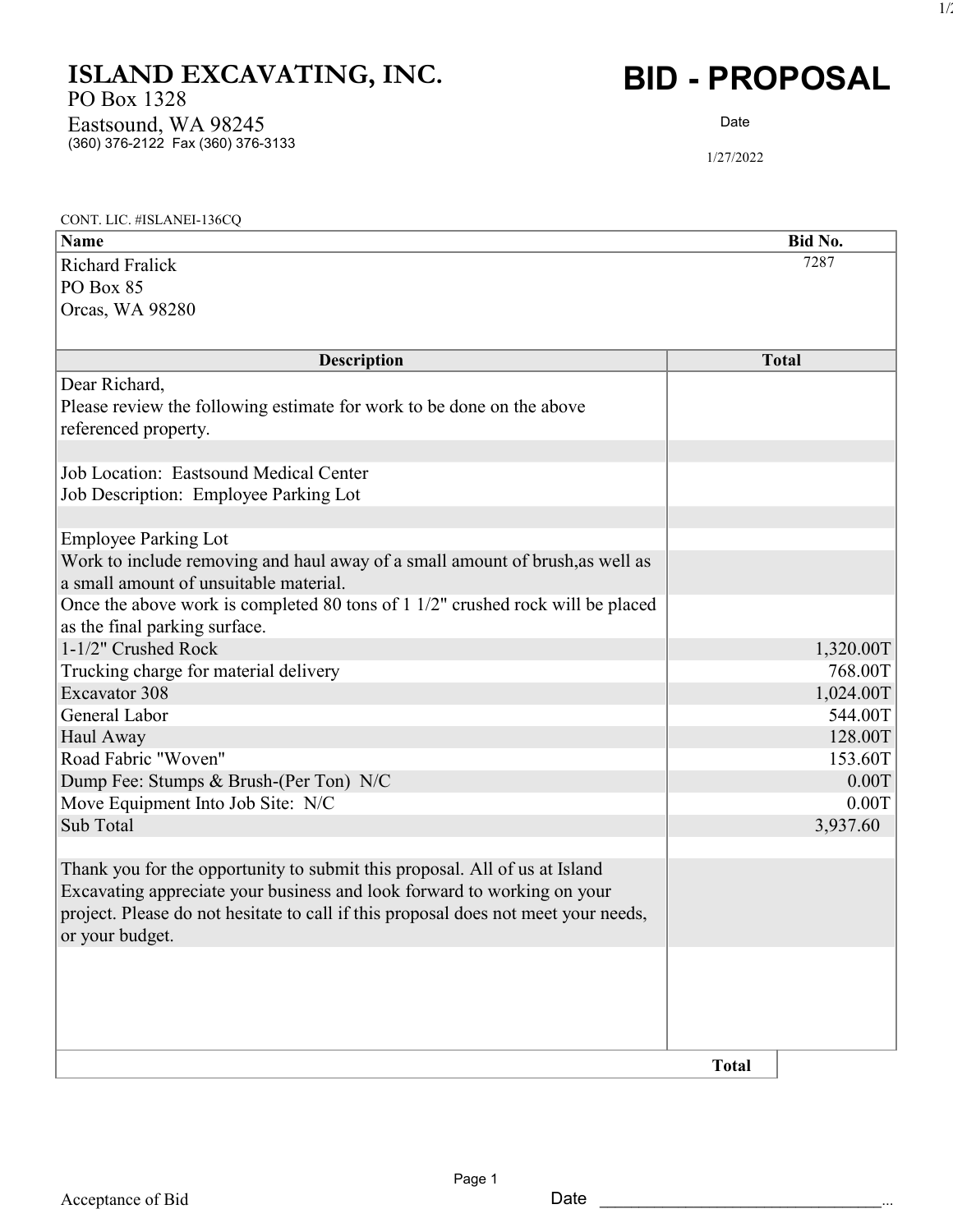# ISLAND EXCAVATING, INC.

PO Box 1328
Eastsound, WA 98245
(360) 376-2122 Fax (360) 376-3133

# BID - PROPOSAL

Date
1/27/2022

CONT. LIC. #ISLANEI-136CQ

| Name | Bid No. |
|---|---|
| Richard Fralick<br>PO Box 85<br>Orcas, WA 98280 | 7287 |

| Description | Total |
|---|---|
| Dear Richard,<br>Please review the following estimate for work to be done on the above referenced property. | |
| | |
| Job Location: Eastsound Medical Center<br>Job Description: Employee Parking Lot | |
| | |
| Employee Parking Lot | |
| Work to include removing and haul away of a small amount of brush,as well as a small amount of unsuitable material. | |
| Once the above work is completed 80 tons of 1 1/2" crushed rock will be placed as the final parking surface. | |
| 1-1/2" Crushed Rock | 1,320.00T |
| Trucking charge for material delivery | 768.00T |
| Excavator 308 | 1,024.00T |
| General Labor | 544.00T |
| Haul Away | 128.00T |
| Road Fabric "Woven" | 153.60T |
| Dump Fee: Stumps & Brush-(Per Ton) N/C | 0.00T |
| Move Equipment Into Job Site: N/C | 0.00T |
| Sub Total | 3,937.60 |
| | |
| Thank you for the opportunity to submit this proposal. All of us at Island Excavating appreciate your business and look forward to working on your project. Please do not hesitate to call if this proposal does not meet your needs, or your budget. | |
| **Total** | |

Acceptance of Bid

Date ________________________________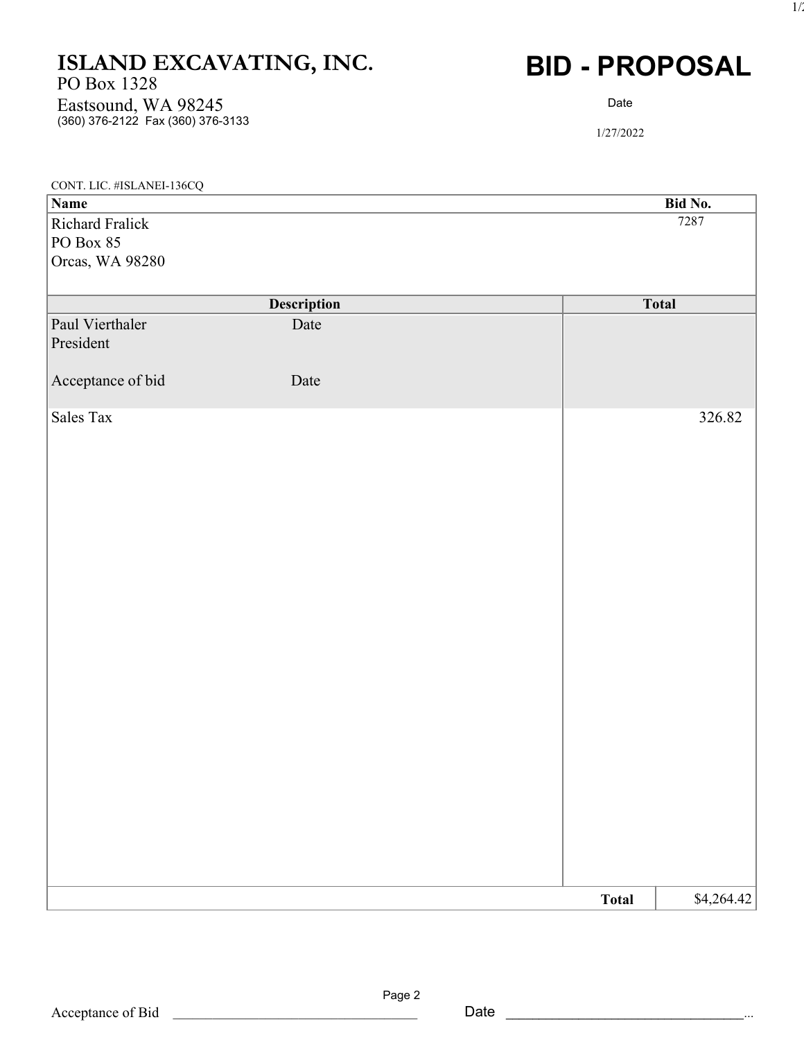# ISLAND EXCAVATING, INC.

PO Box 1328
Eastsound, WA 98245
(360) 376-2122 Fax (360) 376-3133

# BID - PROPOSAL

Date

1/27/2022

CONT. LIC. #ISLANEI-136CQ

| Name | Bid No. |
| --- | --- |
| Richard Fralick<br>PO Box 85<br>Orcas, WA 98280 | 7287 |

| Description | Total |
| --- | --- |
| Paul Vierthaler Date<br>President<br><br>Acceptance of bid Date | |
| Sales Tax | 326.82 |
| **Total** | $4,264.42 |

Acceptance of Bid ______________________________ Date ______________________________...